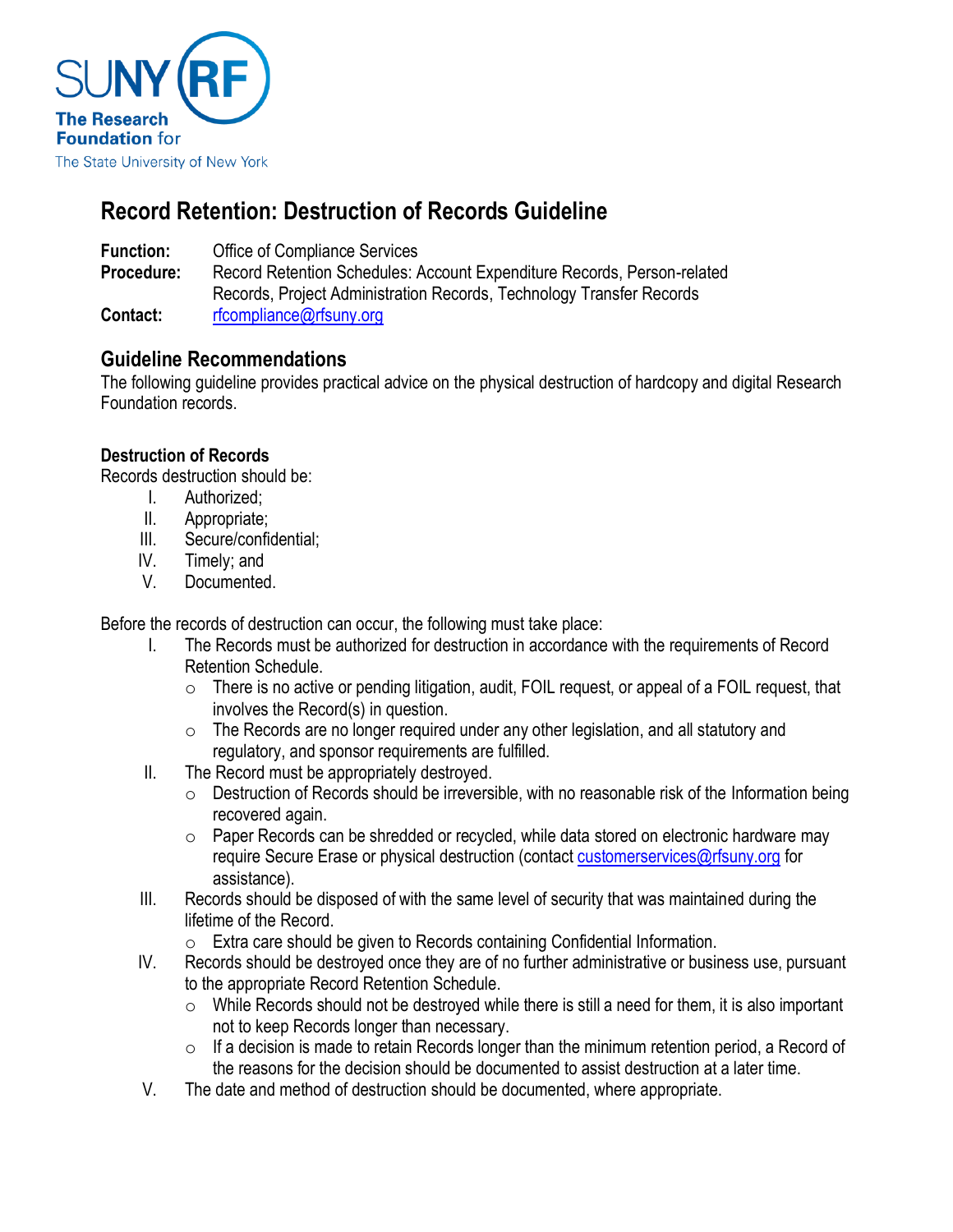# Record Retention: Destruction of Records Guideline

**Function:** Office of Compliance Services
**Procedure:** Record Retention Schedules: Account Expenditure Records, Person-related Records, Project Administration Records, Technology Transfer Records
**Contact:** rfcompliance@rfsuny.org

## Guideline Recommendations

The following guideline provides practical advice on the physical destruction of hardcopy and digital Research Foundation records.

### Destruction of Records

Records destruction should be:

- I. Authorized;
- II. Appropriate;
- III. Secure/confidential;
- IV. Timely; and
- V. Documented.

Before the records of destruction can occur, the following must take place:

- I. The Records must be authorized for destruction in accordance with the requirements of Record Retention Schedule.
  - There is no active or pending litigation, audit, FOIL request, or appeal of a FOIL request, that involves the Record(s) in question.
  - The Records are no longer required under any other legislation, and all statutory and regulatory, and sponsor requirements are fulfilled.
- II. The Record must be appropriately destroyed.
  - Destruction of Records should be irreversible, with no reasonable risk of the Information being recovered again.
  - Paper Records can be shredded or recycled, while data stored on electronic hardware may require Secure Erase or physical destruction (contact customerservices@rfsuny.org for assistance).
- III. Records should be disposed of with the same level of security that was maintained during the lifetime of the Record.
  - Extra care should be given to Records containing Confidential Information.
- IV. Records should be destroyed once they are of no further administrative or business use, pursuant to the appropriate Record Retention Schedule.
  - While Records should not be destroyed while there is still a need for them, it is also important not to keep Records longer than necessary.
  - If a decision is made to retain Records longer than the minimum retention period, a Record of the reasons for the decision should be documented to assist destruction at a later time.
- V. The date and method of destruction should be documented, where appropriate.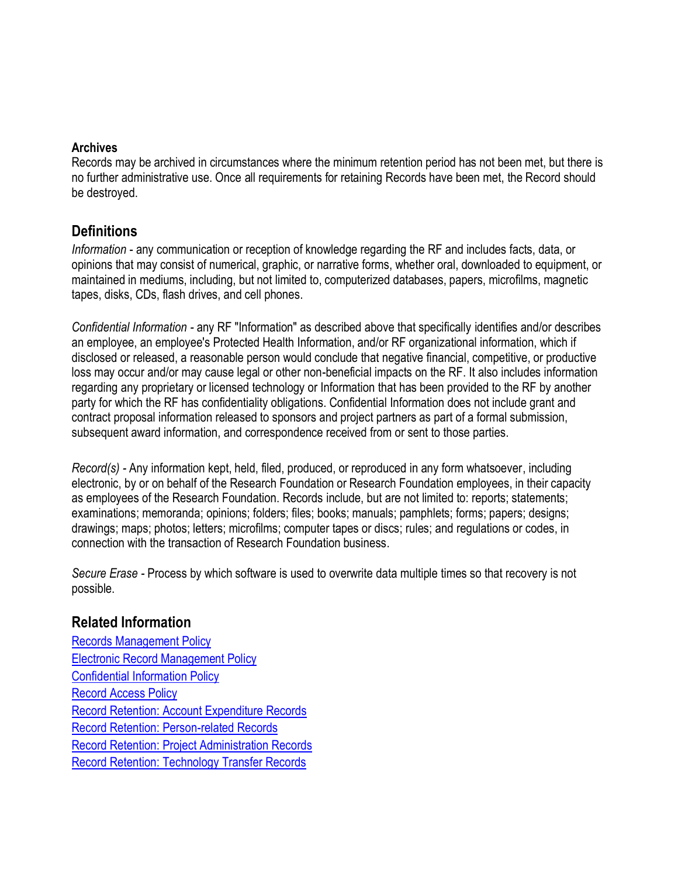**Archives**
Records may be archived in circumstances where the minimum retention period has not been met, but there is no further administrative use. Once all requirements for retaining Records have been met, the Record should be destroyed.

## Definitions

*Information* - any communication or reception of knowledge regarding the RF and includes facts, data, or opinions that may consist of numerical, graphic, or narrative forms, whether oral, downloaded to equipment, or maintained in mediums, including, but not limited to, computerized databases, papers, microfilms, magnetic tapes, disks, CDs, flash drives, and cell phones.

*Confidential Information* - any RF "Information" as described above that specifically identifies and/or describes an employee, an employee's Protected Health Information, and/or RF organizational information, which if disclosed or released, a reasonable person would conclude that negative financial, competitive, or productive loss may occur and/or may cause legal or other non-beneficial impacts on the RF. It also includes information regarding any proprietary or licensed technology or Information that has been provided to the RF by another party for which the RF has confidentiality obligations. Confidential Information does not include grant and contract proposal information released to sponsors and project partners as part of a formal submission, subsequent award information, and correspondence received from or sent to those parties.

*Record(s)* - Any information kept, held, filed, produced, or reproduced in any form whatsoever, including electronic, by or on behalf of the Research Foundation or Research Foundation employees, in their capacity as employees of the Research Foundation. Records include, but are not limited to: reports; statements; examinations; memoranda; opinions; folders; files; books; manuals; pamphlets; forms; papers; designs; drawings; maps; photos; letters; microfilms; computer tapes or discs; rules; and regulations or codes, in connection with the transaction of Research Foundation business.

*Secure Erase* - Process by which software is used to overwrite data multiple times so that recovery is not possible.

## Related Information

Records Management Policy
Electronic Record Management Policy
Confidential Information Policy
Record Access Policy
Record Retention: Account Expenditure Records
Record Retention: Person-related Records
Record Retention: Project Administration Records
Record Retention: Technology Transfer Records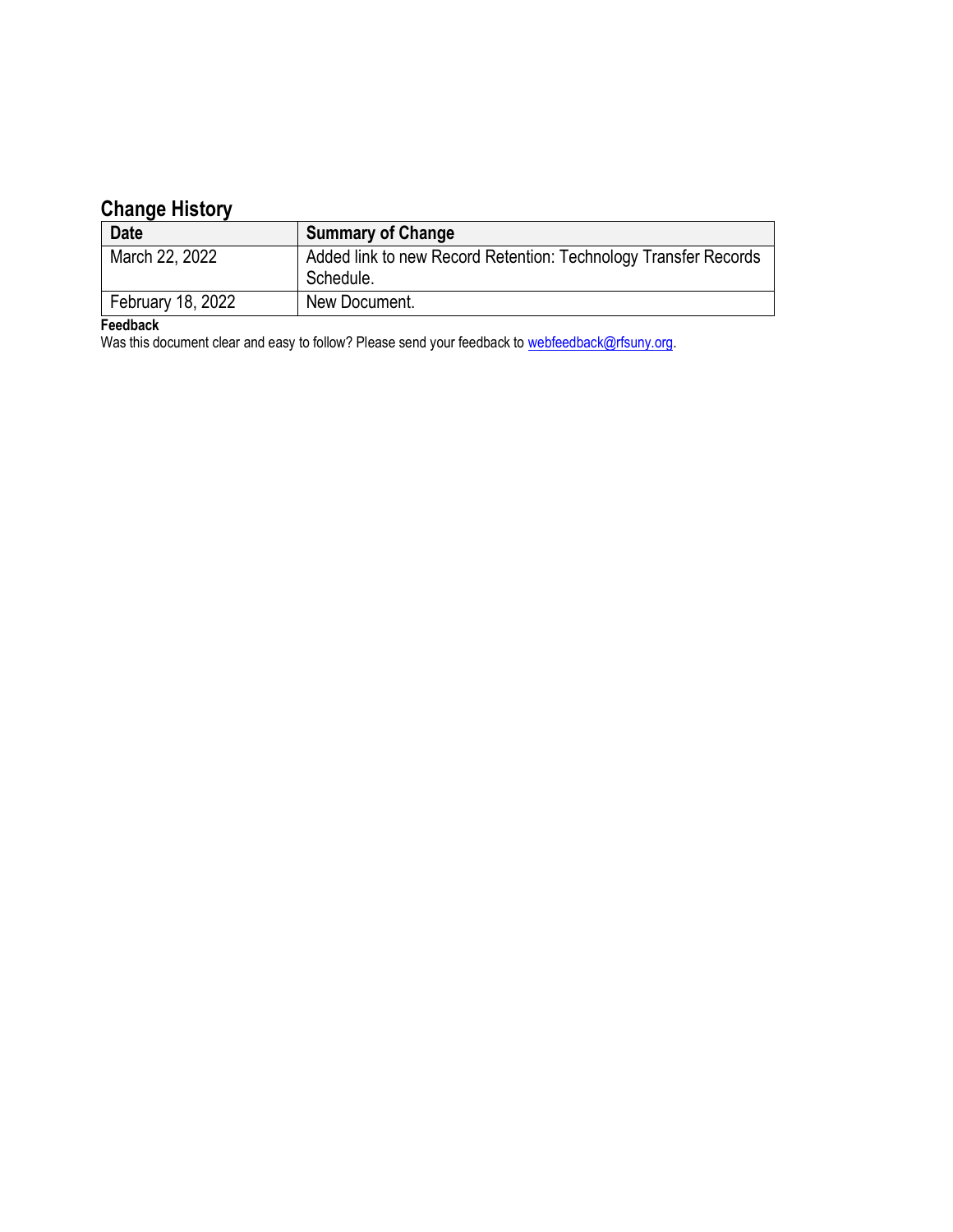## Change History

| Date | Summary of Change |
| --- | --- |
| March 22, 2022 | Added link to new Record Retention: Technology Transfer Records Schedule. |
| February 18, 2022 | New Document. |

**Feedback**

Was this document clear and easy to follow? Please send your feedback to webfeedback@rfsuny.org.